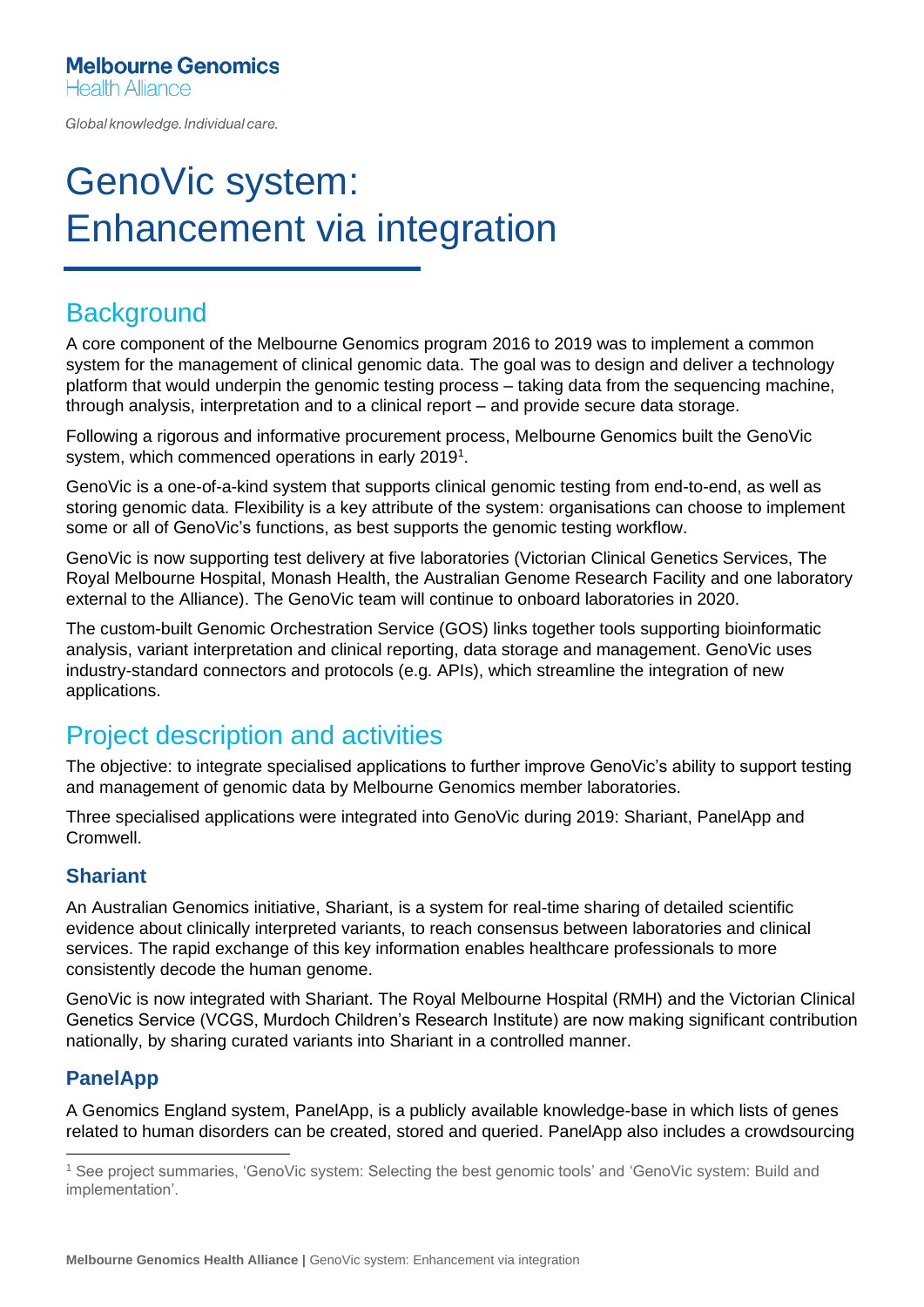Melbourne Genomics
Health Alliance

*Global knowledge. Individual care.*

# GenoVic system: Enhancement via integration

## Background

A core component of the Melbourne Genomics program 2016 to 2019 was to implement a common system for the management of clinical genomic data. The goal was to design and deliver a technology platform that would underpin the genomic testing process – taking data from the sequencing machine, through analysis, interpretation and to a clinical report – and provide secure data storage.

Following a rigorous and informative procurement process, Melbourne Genomics built the GenoVic system, which commenced operations in early 2019[1].

GenoVic is a one-of-a-kind system that supports clinical genomic testing from end-to-end, as well as storing genomic data. Flexibility is a key attribute of the system: organisations can choose to implement some or all of GenoVic's functions, as best supports the genomic testing workflow.

GenoVic is now supporting test delivery at five laboratories (Victorian Clinical Genetics Services, The Royal Melbourne Hospital, Monash Health, the Australian Genome Research Facility and one laboratory external to the Alliance). The GenoVic team will continue to onboard laboratories in 2020.

The custom-built Genomic Orchestration Service (GOS) links together tools supporting bioinformatic analysis, variant interpretation and clinical reporting, data storage and management. GenoVic uses industry-standard connectors and protocols (e.g. APIs), which streamline the integration of new applications.

## Project description and activities

The objective: to integrate specialised applications to further improve GenoVic's ability to support testing and management of genomic data by Melbourne Genomics member laboratories.

Three specialised applications were integrated into GenoVic during 2019: Shariant, PanelApp and Cromwell.

### Shariant

An Australian Genomics initiative, Shariant, is a system for real-time sharing of detailed scientific evidence about clinically interpreted variants, to reach consensus between laboratories and clinical services. The rapid exchange of this key information enables healthcare professionals to more consistently decode the human genome.

GenoVic is now integrated with Shariant. The Royal Melbourne Hospital (RMH) and the Victorian Clinical Genetics Service (VCGS, Murdoch Children's Research Institute) are now making significant contribution nationally, by sharing curated variants into Shariant in a controlled manner.

### PanelApp

A Genomics England system, PanelApp, is a publicly available knowledge-base in which lists of genes related to human disorders can be created, stored and queried. PanelApp also includes a crowdsourcing

[1] See project summaries, 'GenoVic system: Selecting the best genomic tools' and 'GenoVic system: Build and implementation'.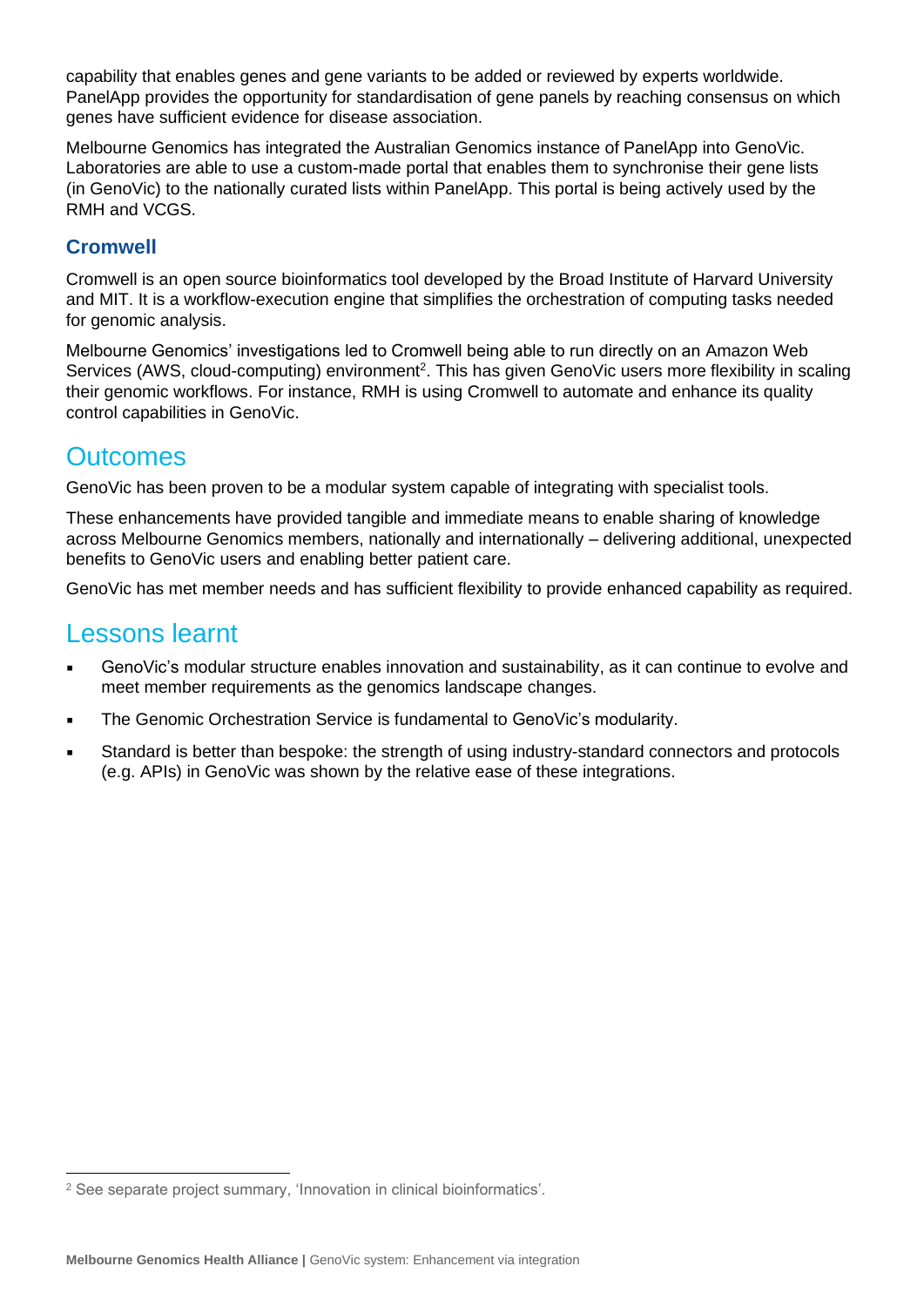capability that enables genes and gene variants to be added or reviewed by experts worldwide. PanelApp provides the opportunity for standardisation of gene panels by reaching consensus on which genes have sufficient evidence for disease association.

Melbourne Genomics has integrated the Australian Genomics instance of PanelApp into GenoVic. Laboratories are able to use a custom-made portal that enables them to synchronise their gene lists (in GenoVic) to the nationally curated lists within PanelApp. This portal is being actively used by the RMH and VCGS.

### Cromwell

Cromwell is an open source bioinformatics tool developed by the Broad Institute of Harvard University and MIT. It is a workflow-execution engine that simplifies the orchestration of computing tasks needed for genomic analysis.

Melbourne Genomics' investigations led to Cromwell being able to run directly on an Amazon Web Services (AWS, cloud-computing) environment[2]. This has given GenoVic users more flexibility in scaling their genomic workflows. For instance, RMH is using Cromwell to automate and enhance its quality control capabilities in GenoVic.

## Outcomes

GenoVic has been proven to be a modular system capable of integrating with specialist tools.

These enhancements have provided tangible and immediate means to enable sharing of knowledge across Melbourne Genomics members, nationally and internationally – delivering additional, unexpected benefits to GenoVic users and enabling better patient care.

GenoVic has met member needs and has sufficient flexibility to provide enhanced capability as required.

## Lessons learnt

- GenoVic's modular structure enables innovation and sustainability, as it can continue to evolve and meet member requirements as the genomics landscape changes.
- The Genomic Orchestration Service is fundamental to GenoVic's modularity.
- Standard is better than bespoke: the strength of using industry-standard connectors and protocols (e.g. APIs) in GenoVic was shown by the relative ease of these integrations.

[2] See separate project summary, 'Innovation in clinical bioinformatics'.